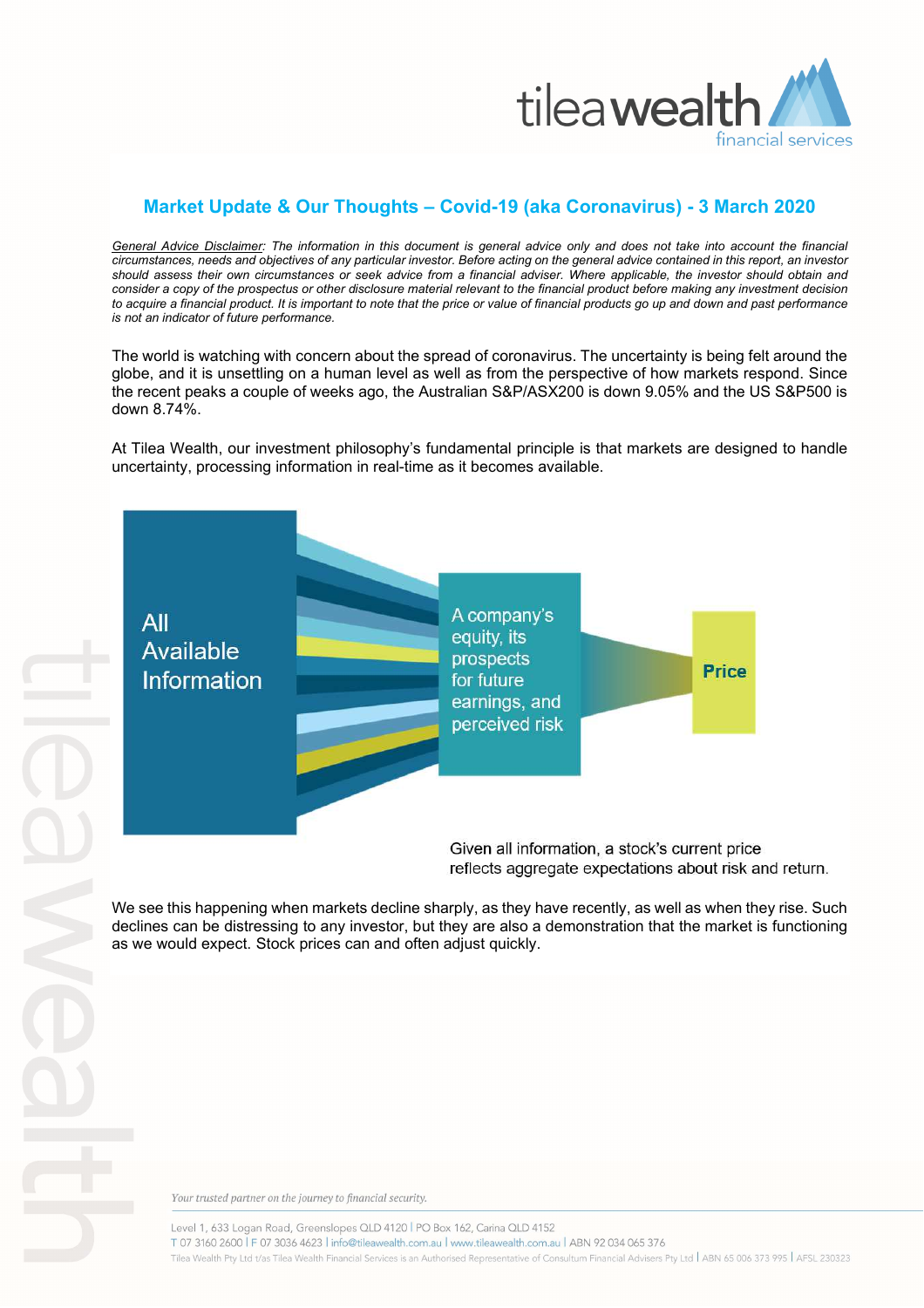## Market Update & Our Thoughts – Covid-19 (aka Coronavirus) - 3 March 2020

*General Advice Disclaimer: The information in this document is general advice only and does not take into account the financial circumstances, needs and objectives of any particular investor. Before acting on the general advice contained in this report, an investor should assess their own circumstances or seek advice from a financial adviser. Where applicable, the investor should obtain and consider a copy of the prospectus or other disclosure material relevant to the financial product before making any investment decision to acquire a financial product. It is important to note that the price or value of financial products go up and down and past performance is not an indicator of future performance.*

The world is watching with concern about the spread of coronavirus. The uncertainty is being felt around the globe, and it is unsettling on a human level as well as from the perspective of how markets respond. Since the recent peaks a couple of weeks ago, the Australian S&P/ASX200 is down 9.05% and the US S&P500 is down 8.74%.

At Tilea Wealth, our investment philosophy's fundamental principle is that markets are designed to handle uncertainty, processing information in real-time as it becomes available.

All Available Information → A company's equity, its prospects for future earnings, and perceived risk → **Price**

Given all information, a stock's current price reflects aggregate expectations about risk and return.

We see this happening when markets decline sharply, as they have recently, as well as when they rise. Such declines can be distressing to any investor, but they are also a demonstration that the market is functioning as we would expect. Stock prices can and often adjust quickly.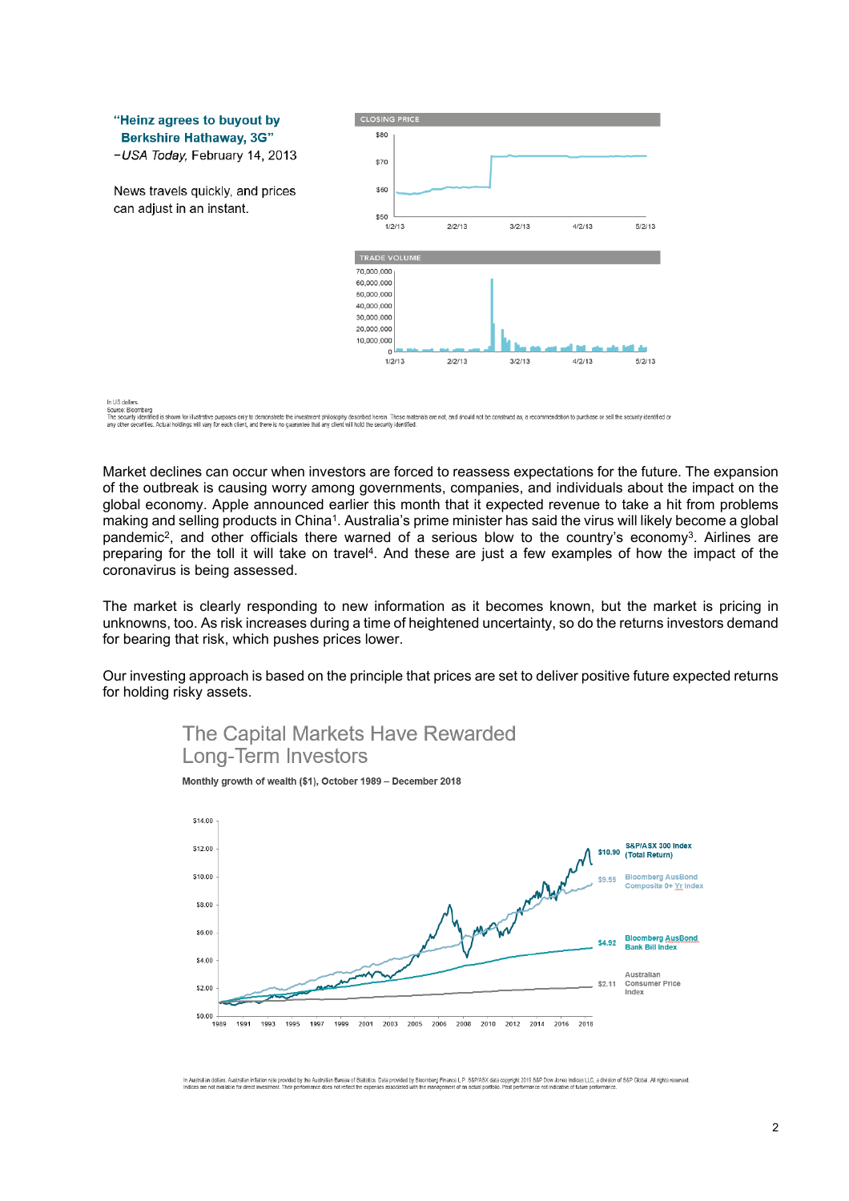**"Heinz agrees to buyout by Berkshire Hathaway, 3G"**
–*USA Today*, February 14, 2013

News travels quickly, and prices can adjust in an instant.

CLOSING PRICE

TRADE VOLUME

In US dollars.
Source: Bloomberg
The security identified is shown for illustrative purposes only to demonstrate the investment philosophy described herein. These materials are not, and should not be construed as, a recommendation to purchase or sell the security identified or any other securities. Actual holdings will vary for each client, and there is no guarantee that any client will hold the security identified.

Market declines can occur when investors are forced to reassess expectations for the future. The expansion of the outbreak is causing worry among governments, companies, and individuals about the impact on the global economy. Apple announced earlier this month that it expected revenue to take a hit from problems making and selling products in China[1]. Australia's prime minister has said the virus will likely become a global pandemic[2], and other officials there warned of a serious blow to the country's economy[3]. Airlines are preparing for the toll it will take on travel[4]. And these are just a few examples of how the impact of the coronavirus is being assessed.

The market is clearly responding to new information as it becomes known, but the market is pricing in unknowns, too. As risk increases during a time of heightened uncertainty, so do the returns investors demand for bearing that risk, which pushes prices lower.

Our investing approach is based on the principle that prices are set to deliver positive future expected returns for holding risky assets.

## The Capital Markets Have Rewarded Long-Term Investors

**Monthly growth of wealth ($1), October 1989 – December 2018**

| Index | Growth of $1 |
|---|---|
| S&P/ASX 300 Index (Total Return) | $10.90 |
| Bloomberg AusBond Composite 0+ Yr Index | $9.55 |
| Bloomberg AusBond Bank Bill Index | $4.92 |
| Australian Consumer Price Index | $2.11 |

In Australian dollars. Australian inflation rate provided by the Australian Bureau of Statistics. Data provided by Bloomberg Finance L.P. S&P/ASX data copyright 2019 S&P Dow Jones Indices LLC, a division of S&P Global. All rights reserved. Indices are not available for direct investment. Their performance does not reflect the expenses associated with the management of an actual portfolio. Past performance not indicative of future performance.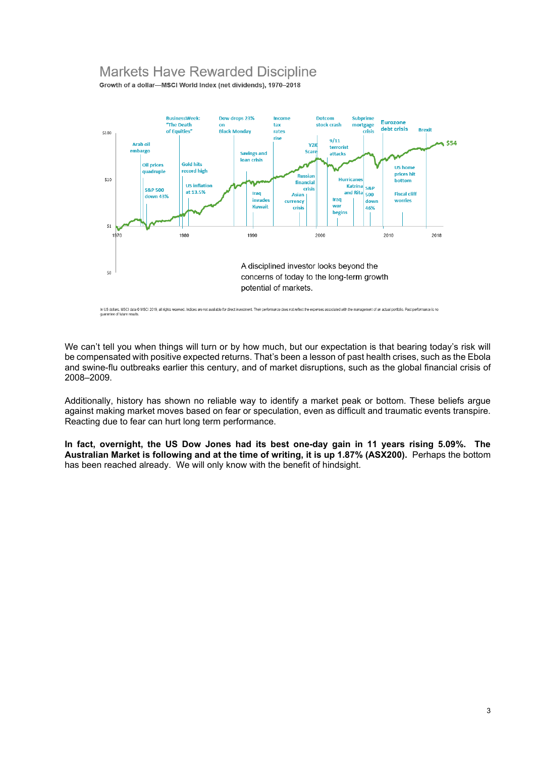## Markets Have Rewarded Discipline

**Growth of a dollar—MSCI World Index (net dividends), 1970–2018**

A disciplined investor looks beyond the concerns of today to the long-term growth potential of markets.

In US dollars. MSCI data © MSCI 2019, all rights reserved. Indices are not available for direct investment. Their performance does not reflect the expenses associated with the management of an actual portfolio. Past performance is no guarantee of future results.

We can't tell you when things will turn or by how much, but our expectation is that bearing today's risk will be compensated with positive expected returns. That's been a lesson of past health crises, such as the Ebola and swine-flu outbreaks earlier this century, and of market disruptions, such as the global financial crisis of 2008–2009.

Additionally, history has shown no reliable way to identify a market peak or bottom. These beliefs argue against making market moves based on fear or speculation, even as difficult and traumatic events transpire. Reacting due to fear can hurt long term performance.

**In fact, overnight, the US Dow Jones had its best one-day gain in 11 years rising 5.09%. The Australian Market is following and at the time of writing, it is up 1.87% (ASX200).** Perhaps the bottom has been reached already. We will only know with the benefit of hindsight.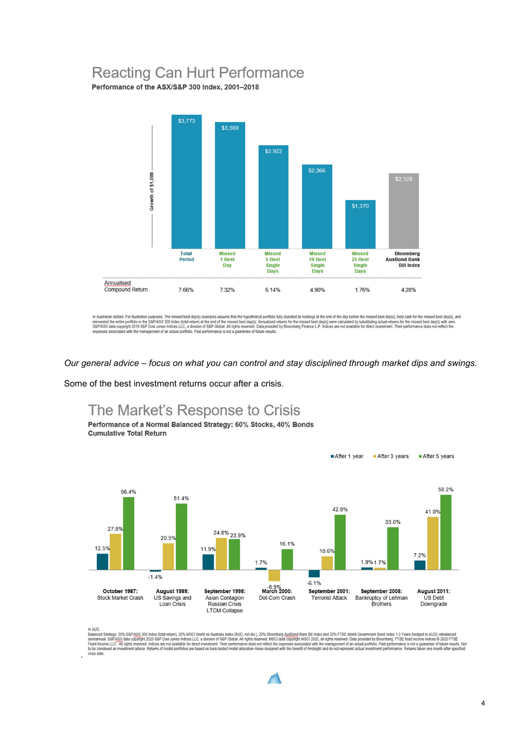## Reacting Can Hurt Performance

**Performance of the ASX/S&P 300 Index, 2001–2018**

| | Total Period | Missed 1 Best Day | Missed 5 Best Single Days | Missed 10 Best Single Days | Missed 25 Best Single Days | Bloomberg AusBond Bank Bill Index |
|---|---|---|---|---|---|---|
| Growth of $1,000 | $3,773 | $3,569 | $2,922 | $2,366 | $1,370 | $2,128 |
| Annualised Compound Return | 7.66% | 7.32% | 6.14% | 4.90% | 1.76% | 4.28% |

In Australian dollars. For illustrative purposes. The missed best day(s) examples assume that the hypothetical portfolio fully divested its holdings at the end of the day before the missed best day(s), held cash for the missed best day(s), and reinvested the entire portfolio in the S&P/ASX 300 Index (total return) at the end of the missed best day(s). Annualised returns for the missed best day(s) were calculated by substituting actual returns for the missed best day(s) with zero. S&P/ASX data copyright 2019 S&P Dow Jones Indices LLC, a division of S&P Global. All rights reserved. Data provided by Bloomberg Finance L.P. Indices are not available for direct investment. Their performance does not reflect the expenses associated with the management of an actual portfolio. Past performance is not a guarantee of future results.

*Our general advice – focus on what you can control and stay disciplined through market dips and swings.*

Some of the best investment returns occur after a crisis.

## The Market's Response to Crisis

**Performance of a Normal Balanced Strategy: 60% Stocks, 40% Bonds**
**Cumulative Total Return**

| Crisis | After 1 year | After 3 years | After 5 years |
|---|---|---|---|
| October 1987: Stock Market Crash | 12.5% | 27.8% | 56.4% |
| August 1989: US Savings and Loan Crisis | -1.4% | 20.5% | 51.4% |
| September 1998: Asian Contagion Russian Crisis LTCM Collapse | 11.9% | 24.8% | 23.9% |
| March 2000: Dot-Com Crash | 1.7% | -8.9% | 16.1% |
| September 2001: Terrorist Attack | -6.1% | 10.6% | 42.8% |
| September 2008: Bankruptcy of Lehman Brothers | 1.9% | 1.7% | 33.0% |
| August 2011: US Debt Downgrade | 7.2% | 41.0% | 58.2% |

In AUD.
Balanced Strategy: 30% S&P/ASX 300 Index (total return), 30% MSCI World ex Australia Index (AUD, net div.), 20% Bloomberg AusBond Bank Bill Index and 20% FTSE World Government Bond Index 1-3 Years (hedged to AUD); rebalanced semiannual. S&P/ASX data copyright 2020 S&P Dow Jones Indices LLC, a division of S&P Global. All rights reserved. MSCI data copyright MSCI 2020, all rights reserved. Data provided by Bloomberg. FTSE fixed income indices © 2020 FTSE Fixed Income LLC. All rights reserved. Indices are not available for direct investment. Their performance does not reflect the expenses associated with the management of an actual portfolio. Past performance is not a guarantee of future results. Not to be construed as investment advice. Returns of model portfolios are based on back-tested model allocation mixes designed with the benefit of hindsight and do not represent actual investment performance. Returns taken one month after specified crisis date.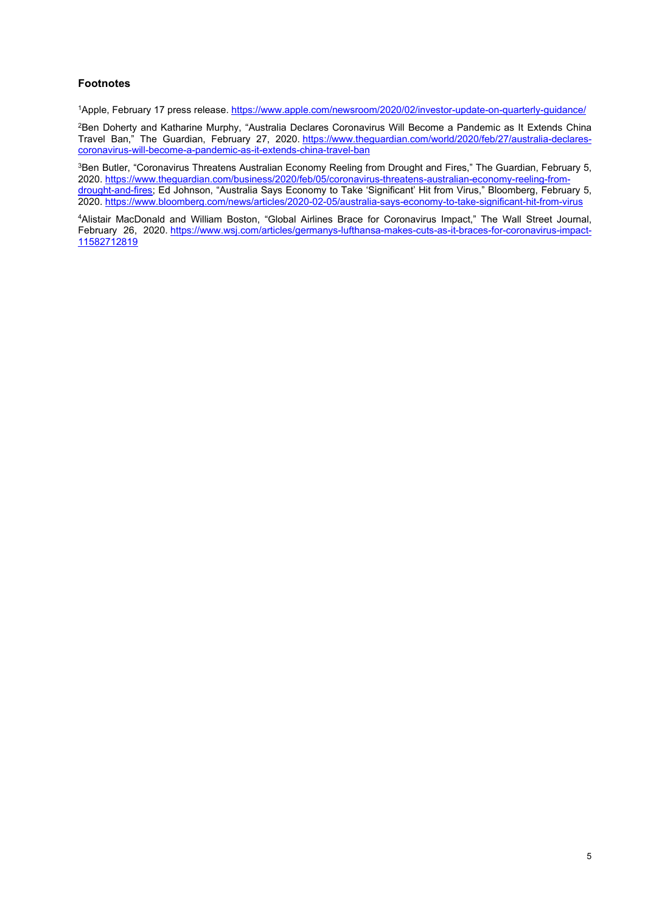### Footnotes

[1]Apple, February 17 press release. https://www.apple.com/newsroom/2020/02/investor-update-on-quarterly-guidance/

[2]Ben Doherty and Katharine Murphy, "Australia Declares Coronavirus Will Become a Pandemic as It Extends China Travel Ban," The Guardian, February 27, 2020. https://www.theguardian.com/world/2020/feb/27/australia-declares-coronavirus-will-become-a-pandemic-as-it-extends-china-travel-ban

[3]Ben Butler, "Coronavirus Threatens Australian Economy Reeling from Drought and Fires," The Guardian, February 5, 2020. https://www.theguardian.com/business/2020/feb/05/coronavirus-threatens-australian-economy-reeling-from-drought-and-fires; Ed Johnson, "Australia Says Economy to Take 'Significant' Hit from Virus," Bloomberg, February 5, 2020. https://www.bloomberg.com/news/articles/2020-02-05/australia-says-economy-to-take-significant-hit-from-virus

[4]Alistair MacDonald and William Boston, "Global Airlines Brace for Coronavirus Impact," The Wall Street Journal, February 26, 2020. https://www.wsj.com/articles/germanys-lufthansa-makes-cuts-as-it-braces-for-coronavirus-impact-11582712819